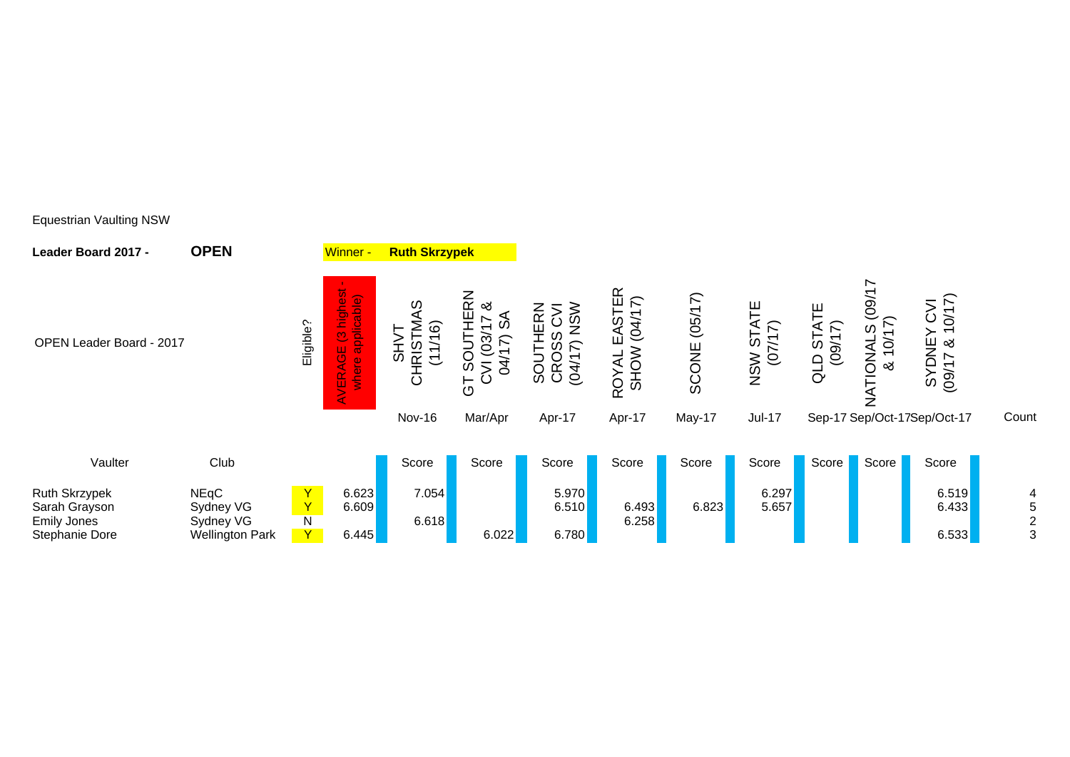Equestrian Vaulting NSW

**Leader Board 2017 -** **OPEN**

Winner - **Ruth Skrzypek**

OPEN Leader Board - 2017

| Vaulter | Club | Eligible? | AVERAGE (3 highest - where applicable) | SHVT CHRISTMAS (11/16) Nov-16 | GT SOUTHERN CVI (03/17 & 04/17) SA Mar/Apr | SOUTHERN CROSS CVI (04/17) NSW Apr-17 | ROYAL EASTER SHOW (04/17) Apr-17 | SCONE (05/17) May-17 | NSW STATE (07/17) Jul-17 | QLD STATE (09/17) Sep-17 | NATIONALS (09/17 & 10/17) Sep/Oct-17 | SYDNEY CVI (09/17 & 10/17) Sep/Oct-17 | Count |
|---|---|---|---|---|---|---|---|---|---|---|---|---|---|
| | | | | Score | Score | Score | Score | Score | Score | Score | Score | Score | |
| Ruth Skrzypek | NEqC | Y | 6.623 | 7.054 | | 5.970 | | | 6.297 | | | 6.519 | 4 |
| Sarah Grayson | Sydney VG | Y | 6.609 | | | 6.510 | 6.493 | 6.823 | 5.657 | | | 6.433 | 5 |
| Emily Jones | Sydney VG | N | | 6.618 | | | 6.258 | | | | | | 2 |
| Stephanie Dore | Wellington Park | Y | 6.445 | | 6.022 | 6.780 | | | | | | 6.533 | 3 |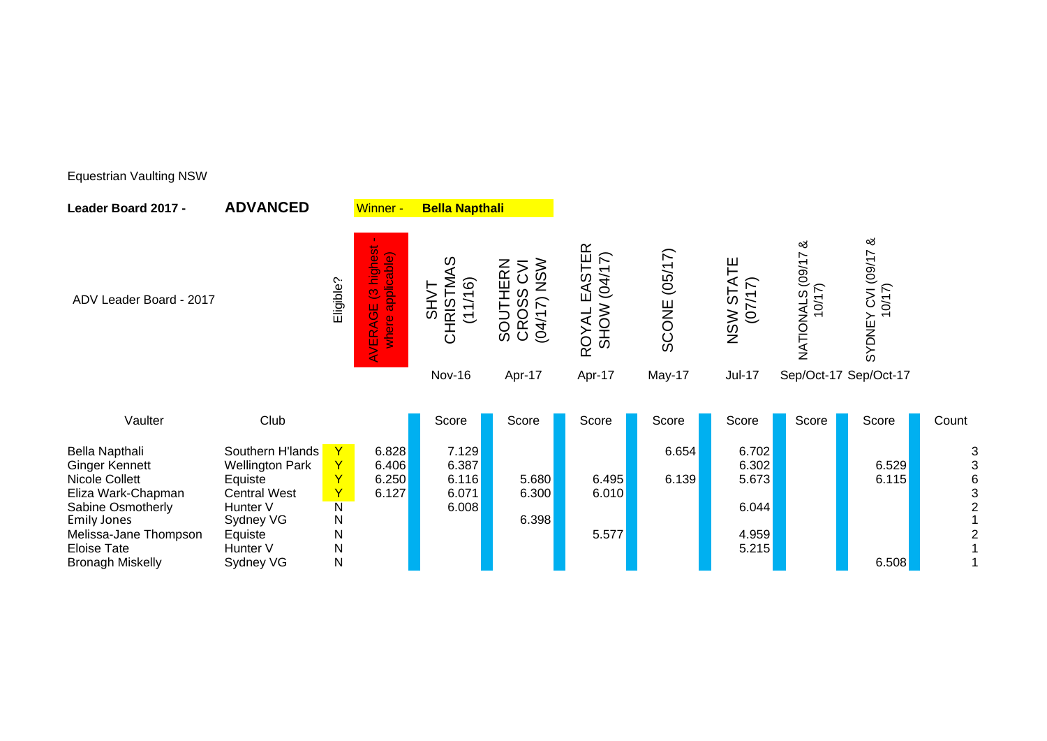Equestrian Vaulting NSW

**Leader Board 2017 -** **ADVANCED**

Winner - **Bella Napthali**

ADV Leader Board - 2017

| Vaulter | Club | Eligible? | AVERAGE (3 highest - where applicable) | SHVT CHRISTMAS (11/16) | SOUTHERN CROSS CVI (04/17) NSW | ROYAL EASTER SHOW (04/17) | SCONE (05/17) | NSW STATE (07/17) | NATIONALS (09/17 & 10/17) | SYDNEY CVI (09/17 & 10/17) | Count |
|---|---|---|---|---|---|---|---|---|---|---|---|
| | | | | Nov-16 | Apr-17 | Apr-17 | May-17 | Jul-17 | Sep/Oct-17 | Sep/Oct-17 | |
| | | | | Score | Score | Score | Score | Score | Score | Score | |
| Bella Napthali | Southern H'lands | Y | 6.828 | 7.129 | | | 6.654 | 6.702 | | | 3 |
| Ginger Kennett | Wellington Park | Y | 6.406 | 6.387 | | | | 6.302 | | 6.529 | 3 |
| Nicole Collett | Equiste | Y | 6.250 | 6.116 | 5.680 | 6.495 | 6.139 | 5.673 | | 6.115 | 6 |
| Eliza Wark-Chapman | Central West | Y | 6.127 | 6.071 | 6.300 | 6.010 | | | | | 3 |
| Sabine Osmotherly | Hunter V | N | | 6.008 | | | | 6.044 | | | 2 |
| Emily Jones | Sydney VG | N | | | 6.398 | | | | | | 1 |
| Melissa-Jane Thompson | Equiste | N | | | | 5.577 | | 4.959 | | | 2 |
| Eloise Tate | Hunter V | N | | | | | | 5.215 | | | 1 |
| Bronagh Miskelly | Sydney VG | N | | | | | | | | 6.508 | 1 |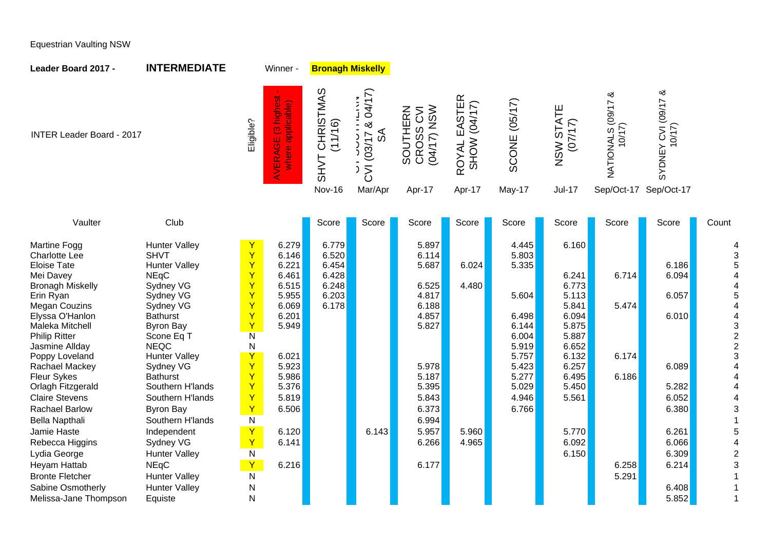Equestrian Vaulting NSW

**Leader Board 2017 -** **INTERMEDIATE** Winner - **Bronagh Miskelly**

INTER Leader Board - 2017

| Vaulter | Club | Eligible? | AVERAGE (3 highest - where applicable) | SHVT CHRISTMAS (11/16) Nov-16 | SOUTHERN CVI (03/17 & 04/17) SA Mar/Apr | SOUTHERN CROSS CVI (04/17) NSW Apr-17 | ROYAL EASTER SHOW (04/17) Apr-17 | SCONE (05/17) May-17 | NSW STATE (07/17) Jul-17 | NATIONALS (09/17 & 10/17) Sep/Oct-17 | SYDNEY CVI (09/17 & 10/17) Sep/Oct-17 | Count |
|---|---|---|---|---|---|---|---|---|---|---|---|---|
| | | | | Score | Score | Score | Score | Score | Score | Score | Score | |
| Martine Fogg | Hunter Valley | Y | 6.279 | 6.779 | | 5.897 | | 4.445 | 6.160 | | | 4 |
| Charlotte Lee | SHVT | Y | 6.146 | 6.520 | | 6.114 | | 5.803 | | | | 3 |
| Eloise Tate | Hunter Valley | Y | 6.221 | 6.454 | | 5.687 | 6.024 | 5.335 | | | 6.186 | 5 |
| Mei Davey | NEqC | Y | 6.461 | 6.428 | | | | | 6.241 | 6.714 | 6.094 | 4 |
| Bronagh Miskelly | Sydney VG | Y | 6.515 | 6.248 | | 6.525 | 4.480 | | 6.773 | | | 4 |
| Erin Ryan | Sydney VG | Y | 5.955 | 6.203 | | 4.817 | | 5.604 | 5.113 | | 6.057 | 5 |
| Megan Couzins | Sydney VG | Y | 6.069 | 6.178 | | 6.188 | | | 5.841 | 5.474 | | 4 |
| Elyssa O'Hanlon | Bathurst | Y | 6.201 | | | 4.857 | | 6.498 | 6.094 | | 6.010 | 4 |
| Maleka Mitchell | Byron Bay | Y | 5.949 | | | 5.827 | | 6.144 | 5.875 | | | 3 |
| Philip Ritter | Scone Eq T | N | | | | | | 6.004 | 5.887 | | | 2 |
| Jasmine Allday | NEQC | N | | | | | | 5.919 | 6.652 | | | 2 |
| Poppy Loveland | Hunter Valley | Y | 6.021 | | | | | 5.757 | 6.132 | 6.174 | | 3 |
| Rachael Mackey | Sydney VG | Y | 5.923 | | | 5.978 | | 5.423 | 6.257 | | 6.089 | 4 |
| Fleur Sykes | Bathurst | Y | 5.986 | | | 5.187 | | 5.277 | 6.495 | 6.186 | | 4 |
| Orlagh Fitzgerald | Southern H'lands | Y | 5.376 | | | 5.395 | | 5.029 | 5.450 | | 5.282 | 4 |
| Claire Stevens | Southern H'lands | Y | 5.819 | | | 5.843 | | 4.946 | 5.561 | | 6.052 | 4 |
| Rachael Barlow | Byron Bay | Y | 6.506 | | | 6.373 | | 6.766 | | | 6.380 | 3 |
| Bella Napthali | Southern H'lands | N | | | | 6.994 | | | | | | 1 |
| Jamie Haste | Independent | Y | 6.120 | | 6.143 | 5.957 | 5.960 | | 5.770 | | 6.261 | 5 |
| Rebecca Higgins | Sydney VG | Y | 6.141 | | | 6.266 | 4.965 | | 6.092 | | 6.066 | 4 |
| Lydia George | Hunter Valley | N | | | | | | | 6.150 | | 6.309 | 2 |
| Heyam Hattab | NEqC | Y | 6.216 | | | 6.177 | | | | 6.258 | 6.214 | 3 |
| Bronte Fletcher | Hunter Valley | N | | | | | | | | 5.291 | | 1 |
| Sabine Osmotherly | Hunter Valley | N | | | | | | | | | 6.408 | 1 |
| Melissa-Jane Thompson | Equiste | N | | | | | | | | | 5.852 | 1 |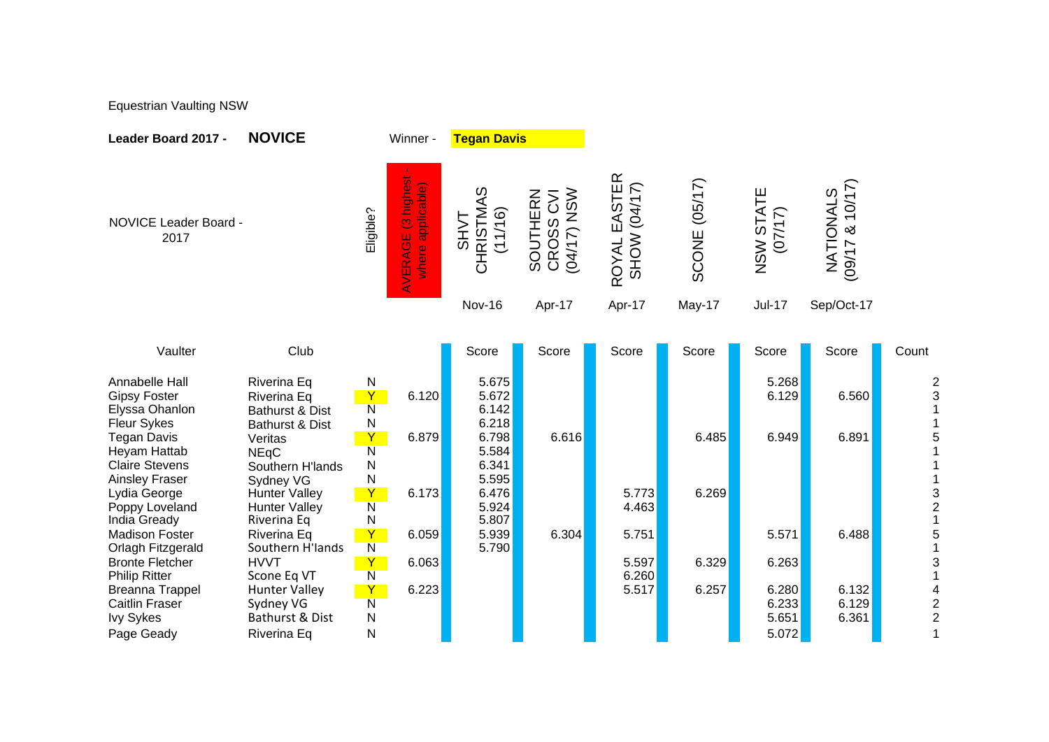Equestrian Vaulting NSW

**Leader Board 2017 - NOVICE** Winner - **Tegan Davis**

NOVICE Leader Board - 2017

| Vaulter | Club | Eligible? | AVERAGE (3 highest - where applicable) | SHVT CHRISTMAS (11/16) Nov-16 Score | SOUTHERN CROSS CVI (04/17) NSW Apr-17 Score | ROYAL EASTER SHOW (04/17) Apr-17 Score | SCONE (05/17) May-17 Score | NSW STATE (07/17) Jul-17 Score | NATIONALS (09/17 & 10/17) Sep/Oct-17 Score | Count |
|---|---|---|---|---|---|---|---|---|---|---|
| Annabelle Hall | Riverina Eq | N | | 5.675 | | | | 5.268 | | 2 |
| Gipsy Foster | Riverina Eq | Y | 6.120 | 5.672 | | | | 6.129 | 6.560 | 3 |
| Elyssa Ohanlon | Bathurst & Dist | N | | 6.142 | | | | | | 1 |
| Fleur Sykes | Bathurst & Dist | N | | 6.218 | | | | | | 1 |
| Tegan Davis | Veritas | Y | 6.879 | 6.798 | 6.616 | | 6.485 | 6.949 | 6.891 | 5 |
| Heyam Hattab | NEqC | N | | 5.584 | | | | | | 1 |
| Claire Stevens | Southern H'lands | N | | 6.341 | | | | | | 1 |
| Ainsley Fraser | Sydney VG | N | | 5.595 | | | | | | 1 |
| Lydia George | Hunter Valley | Y | 6.173 | 6.476 | | 5.773 | 6.269 | | | 3 |
| Poppy Loveland | Hunter Valley | N | | 5.924 | | 4.463 | | | | 2 |
| India Gready | Riverina Eq | N | | 5.807 | | | | | | 1 |
| Madison Foster | Riverina Eq | Y | 6.059 | 5.939 | 6.304 | 5.751 | | 5.571 | 6.488 | 5 |
| Orlagh Fitzgerald | Southern H'lands | N | | 5.790 | | | | | | 1 |
| Bronte Fletcher | HVVT | Y | 6.063 | | | 5.597 | 6.329 | 6.263 | | 3 |
| Philip Ritter | Scone Eq VT | N | | | | 6.260 | | | | 1 |
| Breanna Trappel | Hunter Valley | Y | 6.223 | | | 5.517 | 6.257 | 6.280 | 6.132 | 4 |
| Caitlin Fraser | Sydney VG | N | | | | | | 6.233 | 6.129 | 2 |
| Ivy Sykes | Bathurst & Dist | N | | | | | | 5.651 | 6.361 | 2 |
| Page Geady | Riverina Eq | N | | | | | | 5.072 | | 1 |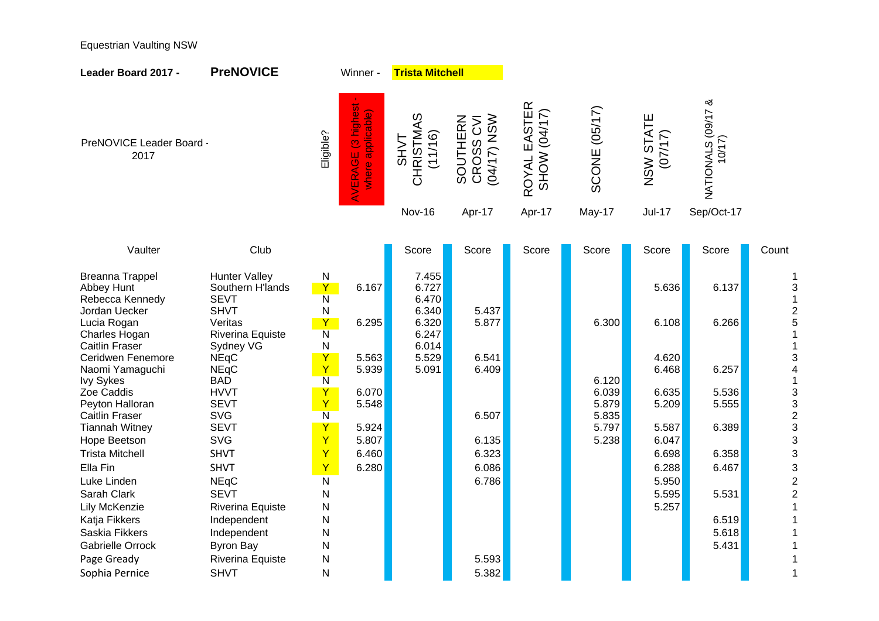Equestrian Vaulting NSW

**Leader Board 2017 -** **PreNOVICE** Winner - **Trista Mitchell**

| PreNOVICE Leader Board - 2017 | | Eligible? | AVERAGE (3 highest - where applicable) | SHVT CHRISTMAS (11/16) | SOUTHERN CROSS CVI (04/17) NSW | ROYAL EASTER SHOW (04/17) | SCONE (05/17) | NSW STATE (07/17) | NATIONALS (09/17 & 10/17) | |
|---|---|---|---|---|---|---|---|---|---|---|
| | | | | Nov-16 | Apr-17 | Apr-17 | May-17 | Jul-17 | Sep/Oct-17 | |
| Vaulter | Club | | | Score | Score | Score | Score | Score | Score | Count |
| Breanna Trappel | Hunter Valley | N | | 7.455 | | | | | | 1 |
| Abbey Hunt | Southern H'lands | Y | 6.167 | 6.727 | | | | 5.636 | 6.137 | 3 |
| Rebecca Kennedy | SEVT | N | | 6.470 | | | | | | 1 |
| Jordan Uecker | SHVT | N | | 6.340 | 5.437 | | | | | 2 |
| Lucia Rogan | Veritas | Y | 6.295 | 6.320 | 5.877 | | 6.300 | 6.108 | 6.266 | 5 |
| Charles Hogan | Riverina Equiste | N | | 6.247 | | | | | | 1 |
| Caitlin Fraser | Sydney VG | N | | 6.014 | | | | | | 1 |
| Ceridwen Fenemore | NEqC | Y | 5.563 | 5.529 | 6.541 | | | 4.620 | | 3 |
| Naomi Yamaguchi | NEqC | Y | 5.939 | 5.091 | 6.409 | | | 6.468 | 6.257 | 4 |
| Ivy Sykes | BAD | N | | | | | 6.120 | | | 1 |
| Zoe Caddis | HVVT | Y | 6.070 | | | | 6.039 | 6.635 | 5.536 | 3 |
| Peyton Halloran | SEVT | Y | 5.548 | | | | 5.879 | 5.209 | 5.555 | 3 |
| Caitlin Fraser | SVG | N | | | 6.507 | | 5.835 | | | 2 |
| Tiannah Witney | SEVT | Y | 5.924 | | | | 5.797 | 5.587 | 6.389 | 3 |
| Hope Beetson | SVG | Y | 5.807 | | 6.135 | | 5.238 | 6.047 | | 3 |
| Trista Mitchell | SHVT | Y | 6.460 | | 6.323 | | | 6.698 | 6.358 | 3 |
| Ella Fin | SHVT | Y | 6.280 | | 6.086 | | | 6.288 | 6.467 | 3 |
| Luke Linden | NEqC | N | | | 6.786 | | | 5.950 | | 2 |
| Sarah Clark | SEVT | N | | | | | | 5.595 | 5.531 | 2 |
| Lily McKenzie | Riverina Equiste | N | | | | | | 5.257 | | 1 |
| Katja Fikkers | Independent | N | | | | | | | 6.519 | 1 |
| Saskia Fikkers | Independent | N | | | | | | | 5.618 | 1 |
| Gabrielle Orrock | Byron Bay | N | | | | | | | 5.431 | 1 |
| Page Gready | Riverina Equiste | N | | | 5.593 | | | | | 1 |
| Sophia Pernice | SHVT | N | | | 5.382 | | | | | 1 |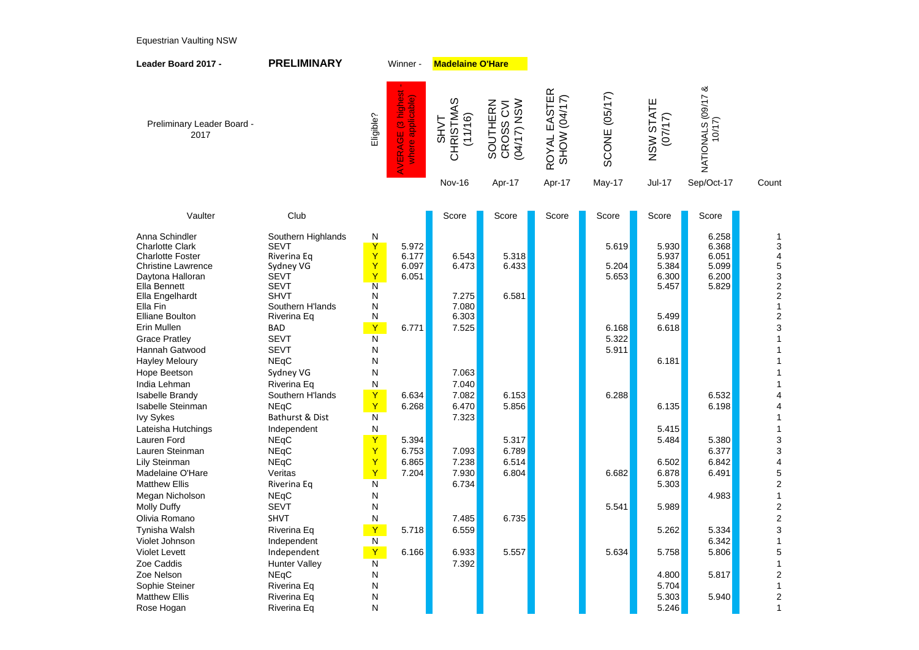Equestrian Vaulting NSW

**Leader Board 2017 -** **PRELIMINARY** Winner - **Madelaine O'Hare**

Preliminary Leader Board - 2017

| Vaulter | Club | Eligible? | AVERAGE (3 highest - where applicable) | SHVT CHRISTMAS (11/16) Nov-16 Score | SOUTHERN CROSS CVI (04/17) NSW Apr-17 Score | ROYAL EASTER SHOW (04/17) Apr-17 Score | SCONE (05/17) May-17 Score | NSW STATE (07/17) Jul-17 Score | NATIONALS (09/17 & 10/17) Sep/Oct-17 Score | Count |
|---|---|---|---|---|---|---|---|---|---|---|
| Anna Schindler | Southern Highlands | N | | | | | | | 6.258 | 1 |
| Charlotte Clark | SEVT | Y | 5.972 | | | | 5.619 | 5.930 | 6.368 | 3 |
| Charlotte Foster | Riverina Eq | Y | 6.177 | 6.543 | 5.318 | | | 5.937 | 6.051 | 4 |
| Christine Lawrence | Sydney VG | Y | 6.097 | 6.473 | 6.433 | | 5.204 | 5.384 | 5.099 | 5 |
| Daytona Halloran | SEVT | Y | 6.051 | | | | 5.653 | 6.300 | 6.200 | 3 |
| Ella Bennett | SEVT | N | | | | | | 5.457 | 5.829 | 2 |
| Ella Engelhardt | SHVT | N | | 7.275 | 6.581 | | | | | 2 |
| Ella Fin | Southern H'lands | N | | 7.080 | | | | | | 1 |
| Elliane Boulton | Riverina Eq | N | | 6.303 | | | | 5.499 | | 2 |
| Erin Mullen | BAD | Y | 6.771 | 7.525 | | | 6.168 | 6.618 | | 3 |
| Grace Pratley | SEVT | N | | | | | 5.322 | | | 1 |
| Hannah Gatwood | SEVT | N | | | | | 5.911 | | | 1 |
| Hayley Meloury | NEqC | N | | | | | | 6.181 | | 1 |
| Hope Beetson | Sydney VG | N | | 7.063 | | | | | | 1 |
| India Lehman | Riverina Eq | N | | 7.040 | | | | | | 1 |
| Isabelle Brandy | Southern H'lands | Y | 6.634 | 7.082 | 6.153 | | 6.288 | | 6.532 | 4 |
| Isabelle Steinman | NEqC | Y | 6.268 | 6.470 | 5.856 | | | 6.135 | 6.198 | 4 |
| Ivy Sykes | Bathurst & Dist | N | | 7.323 | | | | | | 1 |
| Lateisha Hutchings | Independent | N | | | | | | 5.415 | | 1 |
| Lauren Ford | NEqC | Y | 5.394 | | 5.317 | | | 5.484 | 5.380 | 3 |
| Lauren Steinman | NEqC | Y | 6.753 | 7.093 | 6.789 | | | | 6.377 | 3 |
| Lily Steinman | NEqC | Y | 6.865 | 7.238 | 6.514 | | | 6.502 | 6.842 | 4 |
| Madelaine O'Hare | Veritas | Y | 7.204 | 7.930 | 6.804 | | 6.682 | 6.878 | 6.491 | 5 |
| Matthew Ellis | Riverina Eq | N | | 6.734 | | | | 5.303 | | 2 |
| Megan Nicholson | NEqC | N | | | | | | | 4.983 | 1 |
| Molly Duffy | SEVT | N | | | | | 5.541 | 5.989 | | 2 |
| Olivia Romano | SHVT | N | | 7.485 | 6.735 | | | | | 2 |
| Tynisha Walsh | Riverina Eq | Y | 5.718 | 6.559 | | | | 5.262 | 5.334 | 3 |
| Violet Johnson | Independent | N | | | | | | | 6.342 | 1 |
| Violet Levett | Independent | Y | 6.166 | 6.933 | 5.557 | | 5.634 | 5.758 | 5.806 | 5 |
| Zoe Caddis | Hunter Valley | N | | 7.392 | | | | | | 1 |
| Zoe Nelson | NEqC | N | | | | | | 4.800 | 5.817 | 2 |
| Sophie Steiner | Riverina Eq | N | | | | | | 5.704 | | 1 |
| Matthew Ellis | Riverina Eq | N | | | | | | 5.303 | 5.940 | 2 |
| Rose Hogan | Riverina Eq | N | | | | | | 5.246 | | 1 |